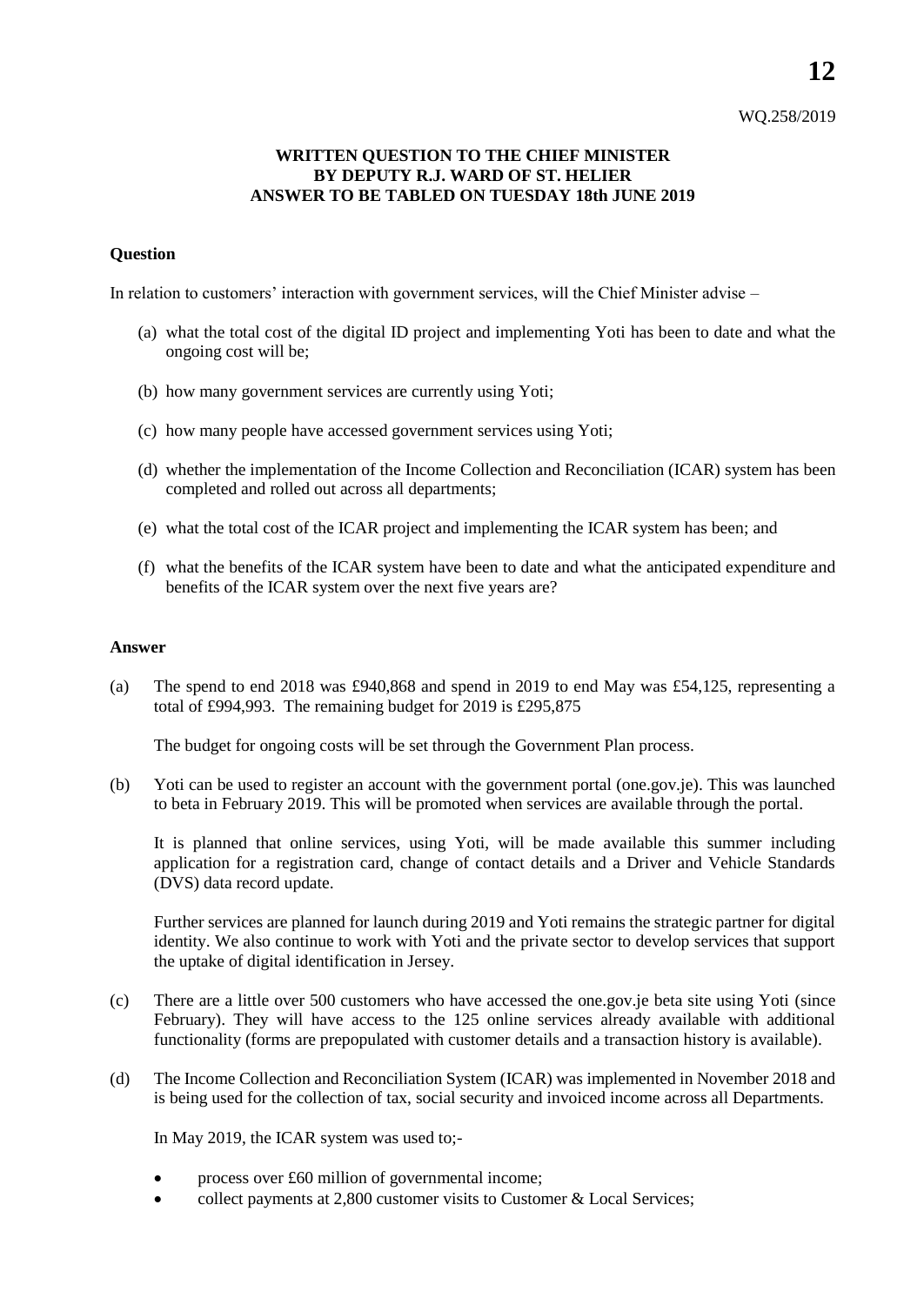WQ.258/2019

**WRITTEN QUESTION TO THE CHIEF MINISTER**
**BY DEPUTY R.J. WARD OF ST. HELIER**
**ANSWER TO BE TABLED ON TUESDAY 18th JUNE 2019**

## Question

In relation to customers' interaction with government services, will the Chief Minister advise –

(a) what the total cost of the digital ID project and implementing Yoti has been to date and what the ongoing cost will be;

(b) how many government services are currently using Yoti;

(c) how many people have accessed government services using Yoti;

(d) whether the implementation of the Income Collection and Reconciliation (ICAR) system has been completed and rolled out across all departments;

(e) what the total cost of the ICAR project and implementing the ICAR system has been; and

(f) what the benefits of the ICAR system have been to date and what the anticipated expenditure and benefits of the ICAR system over the next five years are?

## Answer

(a) The spend to end 2018 was £940,868 and spend in 2019 to end May was £54,125, representing a total of £994,993. The remaining budget for 2019 is £295,875

The budget for ongoing costs will be set through the Government Plan process.

(b) Yoti can be used to register an account with the government portal (one.gov.je). This was launched to beta in February 2019. This will be promoted when services are available through the portal.

It is planned that online services, using Yoti, will be made available this summer including application for a registration card, change of contact details and a Driver and Vehicle Standards (DVS) data record update.

Further services are planned for launch during 2019 and Yoti remains the strategic partner for digital identity. We also continue to work with Yoti and the private sector to develop services that support the uptake of digital identification in Jersey.

(c) There are a little over 500 customers who have accessed the one.gov.je beta site using Yoti (since February). They will have access to the 125 online services already available with additional functionality (forms are prepopulated with customer details and a transaction history is available).

(d) The Income Collection and Reconciliation System (ICAR) was implemented in November 2018 and is being used for the collection of tax, social security and invoiced income across all Departments.

In May 2019, the ICAR system was used to;-

- process over £60 million of governmental income;
- collect payments at 2,800 customer visits to Customer & Local Services;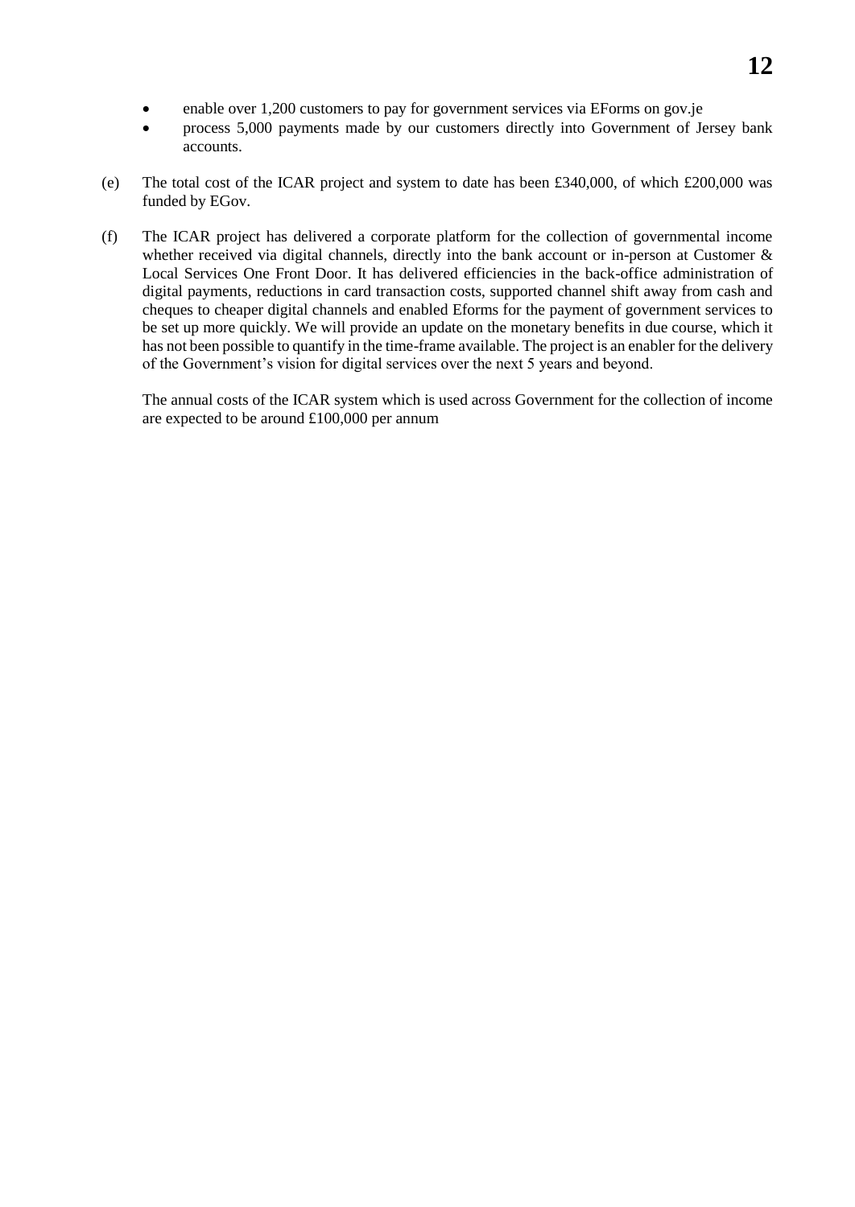- enable over 1,200 customers to pay for government services via EForms on gov.je
- process 5,000 payments made by our customers directly into Government of Jersey bank accounts.

(e) The total cost of the ICAR project and system to date has been £340,000, of which £200,000 was funded by EGov.

(f) The ICAR project has delivered a corporate platform for the collection of governmental income whether received via digital channels, directly into the bank account or in-person at Customer & Local Services One Front Door. It has delivered efficiencies in the back-office administration of digital payments, reductions in card transaction costs, supported channel shift away from cash and cheques to cheaper digital channels and enabled Eforms for the payment of government services to be set up more quickly. We will provide an update on the monetary benefits in due course, which it has not been possible to quantify in the time-frame available. The project is an enabler for the delivery of the Government's vision for digital services over the next 5 years and beyond.

The annual costs of the ICAR system which is used across Government for the collection of income are expected to be around £100,000 per annum